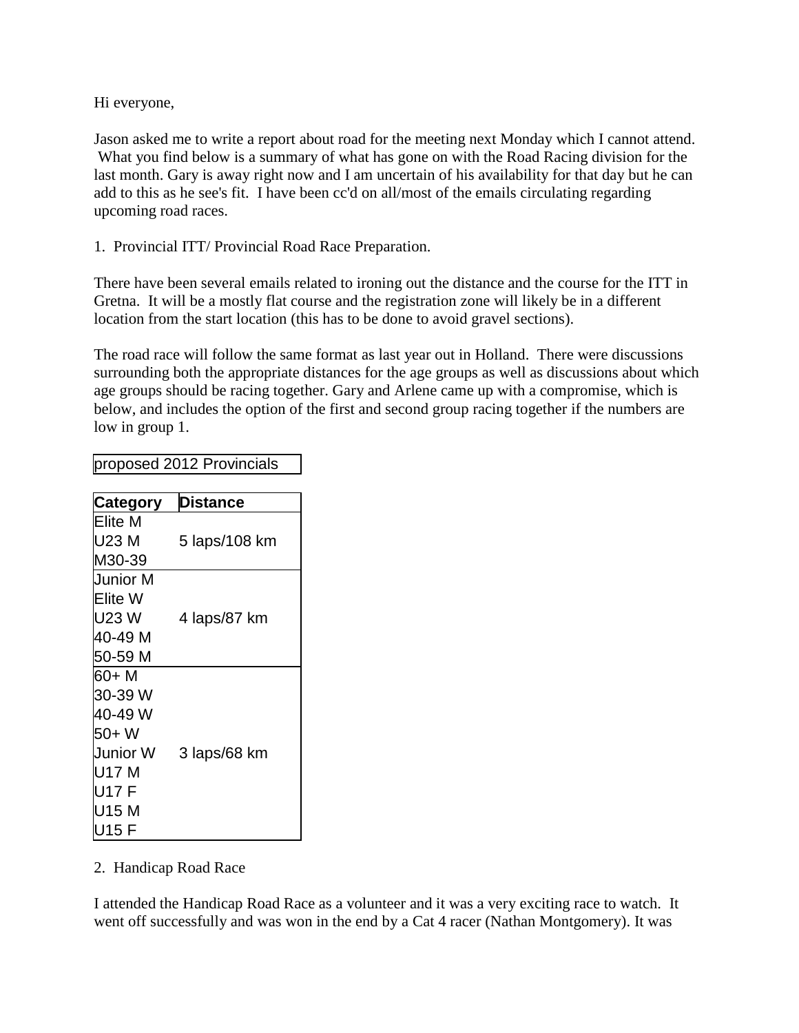Hi everyone,

Jason asked me to write a report about road for the meeting next Monday which I cannot attend. What you find below is a summary of what has gone on with the Road Racing division for the last month. Gary is away right now and I am uncertain of his availability for that day but he can add to this as he see's fit. I have been cc'd on all/most of the emails circulating regarding upcoming road races.

1. Provincial ITT/ Provincial Road Race Preparation.

There have been several emails related to ironing out the distance and the course for the ITT in Gretna. It will be a mostly flat course and the registration zone will likely be in a different location from the start location (this has to be done to avoid gravel sections).

The road race will follow the same format as last year out in Holland. There were discussions surrounding both the appropriate distances for the age groups as well as discussions about which age groups should be racing together. Gary and Arlene came up with a compromise, which is below, and includes the option of the first and second group racing together if the numbers are low in group 1.

proposed 2012 Provincials

| Category | Distance |
|---|---|
| Elite M<br>U23 M<br>M30-39 | 5 laps/108 km |
| Junior M<br>Elite W<br>U23 W<br>40-49 M<br>50-59 M | 4 laps/87 km |
| 60+ M<br>30-39 W<br>40-49 W<br>50+ W<br>Junior W<br>U17 M<br>U17 F<br>U15 M<br>U15 F | 3 laps/68 km |

2. Handicap Road Race

I attended the Handicap Road Race as a volunteer and it was a very exciting race to watch. It went off successfully and was won in the end by a Cat 4 racer (Nathan Montgomery). It was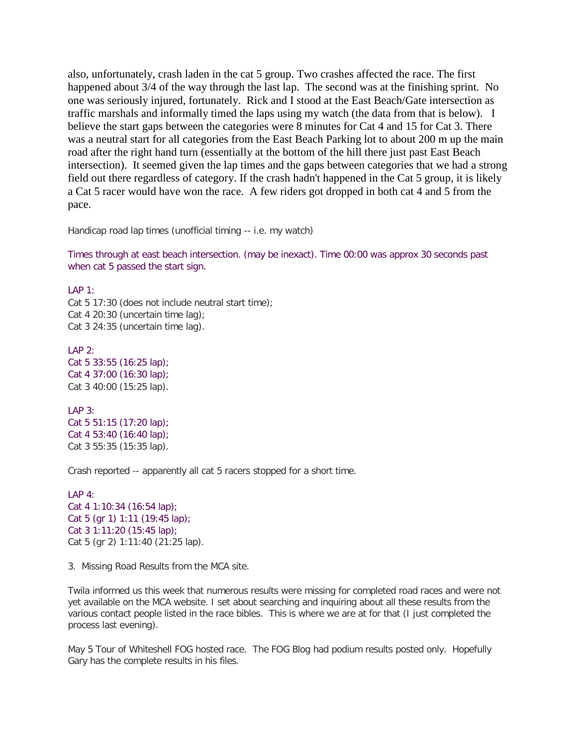also, unfortunately, crash laden in the cat 5 group. Two crashes affected the race. The first happened about 3/4 of the way through the last lap. The second was at the finishing sprint. No one was seriously injured, fortunately. Rick and I stood at the East Beach/Gate intersection as traffic marshals and informally timed the laps using my watch (the data from that is below). I believe the start gaps between the categories were 8 minutes for Cat 4 and 15 for Cat 3. There was a neutral start for all categories from the East Beach Parking lot to about 200 m up the main road after the right hand turn (essentially at the bottom of the hill there just past East Beach intersection). It seemed given the lap times and the gaps between categories that we had a strong field out there regardless of category. If the crash hadn't happened in the Cat 5 group, it is likely a Cat 5 racer would have won the race. A few riders got dropped in both cat 4 and 5 from the pace.

Handicap road lap times (unofficial timing -- i.e. my watch)

Times through at east beach intersection. (may be inexact). Time 00:00 was approx 30 seconds past when cat 5 passed the start sign.

LAP 1:
Cat 5 17:30 (does not include neutral start time);
Cat 4 20:30 (uncertain time lag);
Cat 3 24:35 (uncertain time lag).

LAP 2:
Cat 5 33:55 (16:25 lap);
Cat 4 37:00 (16:30 lap);
Cat 3 40:00 (15:25 lap).

LAP 3:
Cat 5 51:15 (17:20 lap);
Cat 4 53:40 (16:40 lap);
Cat 3 55:35 (15:35 lap).

Crash reported -- apparently all cat 5 racers stopped for a short time.

LAP 4:
Cat 4 1:10:34 (16:54 lap);
Cat 5 (gr 1) 1:11 (19:45 lap);
Cat 3 1:11:20 (15:45 lap);
Cat 5 (gr 2) 1:11:40 (21:25 lap).

3. Missing Road Results from the MCA site.

Twila informed us this week that numerous results were missing for completed road races and were not yet available on the MCA website. I set about searching and inquiring about all these results from the various contact people listed in the race bibles. This is where we are at for that (I just completed the process last evening).

May 5 Tour of Whiteshell FOG hosted race. The FOG Blog had podium results posted only. Hopefully Gary has the complete results in his files.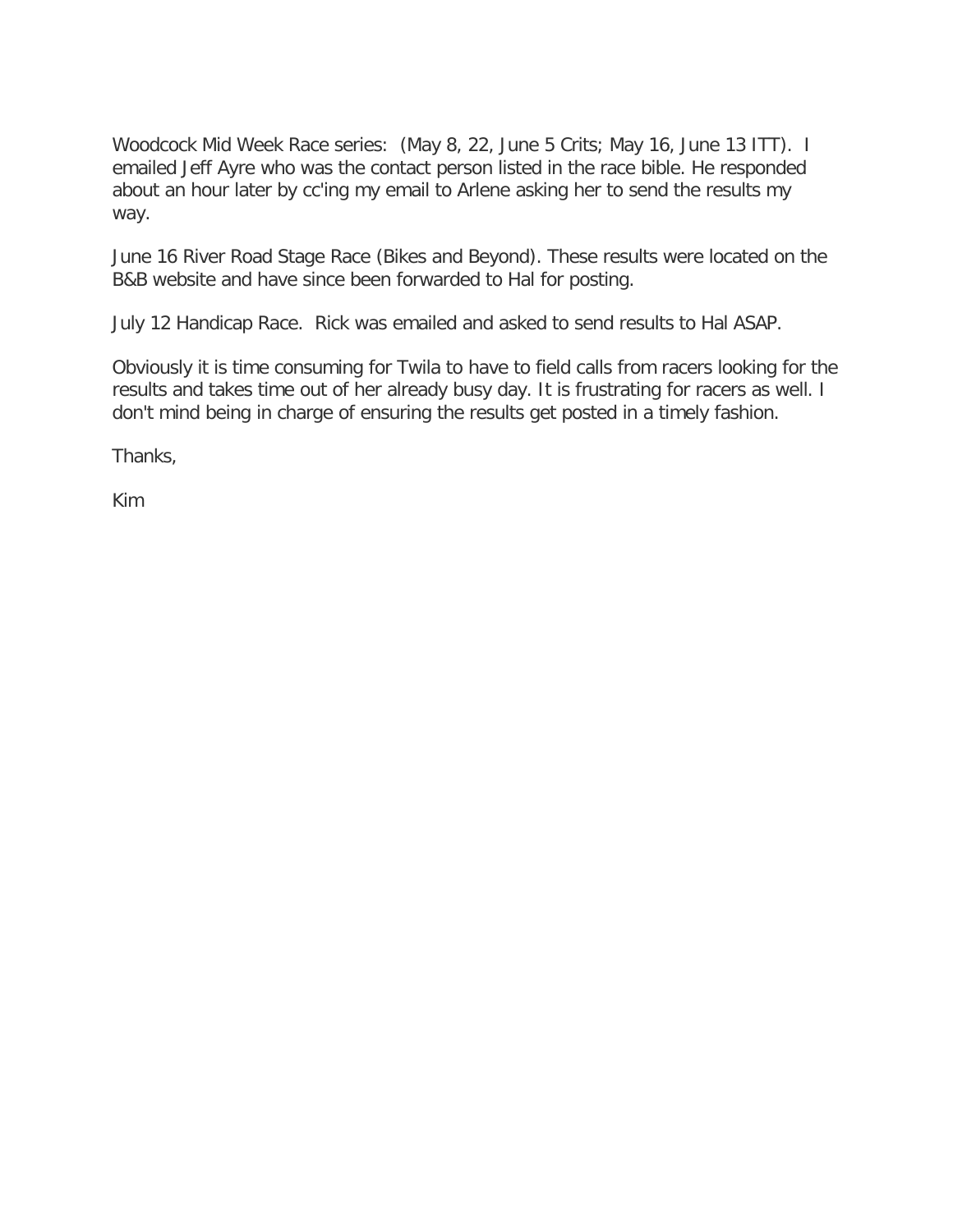Woodcock Mid Week Race series: (May 8, 22, June 5 Crits; May 16, June 13 ITT). I emailed Jeff Ayre who was the contact person listed in the race bible. He responded about an hour later by cc'ing my email to Arlene asking her to send the results my way.

June 16 River Road Stage Race (Bikes and Beyond). These results were located on the B&B website and have since been forwarded to Hal for posting.

July 12 Handicap Race. Rick was emailed and asked to send results to Hal ASAP.

Obviously it is time consuming for Twila to have to field calls from racers looking for the results and takes time out of her already busy day. It is frustrating for racers as well. I don't mind being in charge of ensuring the results get posted in a timely fashion.

Thanks,

Kim